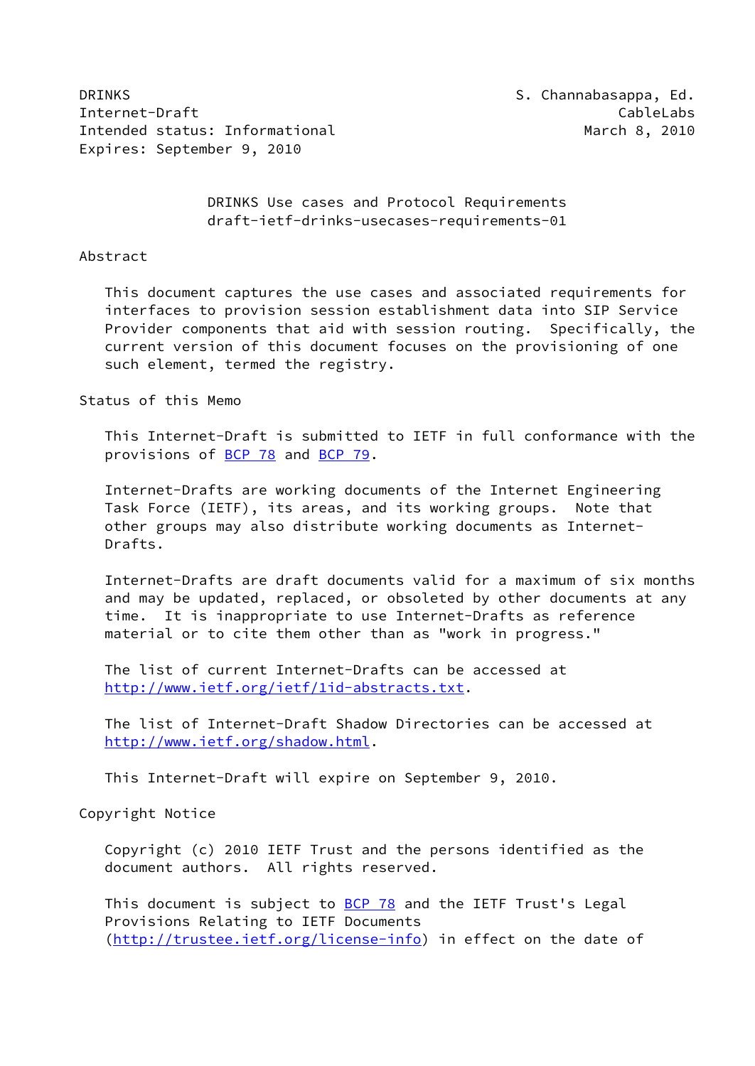DRINKS S. Channabasappa, Ed.
Internet-Draft CableLabs
Intended status: Informational March 8, 2010
Expires: September 9, 2010

# DRINKS Use cases and Protocol Requirements
draft-ietf-drinks-usecases-requirements-01

## Abstract

This document captures the use cases and associated requirements for interfaces to provision session establishment data into SIP Service Provider components that aid with session routing. Specifically, the current version of this document focuses on the provisioning of one such element, termed the registry.

## Status of this Memo

This Internet-Draft is submitted to IETF in full conformance with the provisions of BCP 78 and BCP 79.

Internet-Drafts are working documents of the Internet Engineering Task Force (IETF), its areas, and its working groups. Note that other groups may also distribute working documents as Internet-Drafts.

Internet-Drafts are draft documents valid for a maximum of six months and may be updated, replaced, or obsoleted by other documents at any time. It is inappropriate to use Internet-Drafts as reference material or to cite them other than as "work in progress."

The list of current Internet-Drafts can be accessed at http://www.ietf.org/ietf/1id-abstracts.txt.

The list of Internet-Draft Shadow Directories can be accessed at http://www.ietf.org/shadow.html.

This Internet-Draft will expire on September 9, 2010.

## Copyright Notice

Copyright (c) 2010 IETF Trust and the persons identified as the document authors. All rights reserved.

This document is subject to BCP 78 and the IETF Trust's Legal Provisions Relating to IETF Documents (http://trustee.ietf.org/license-info) in effect on the date of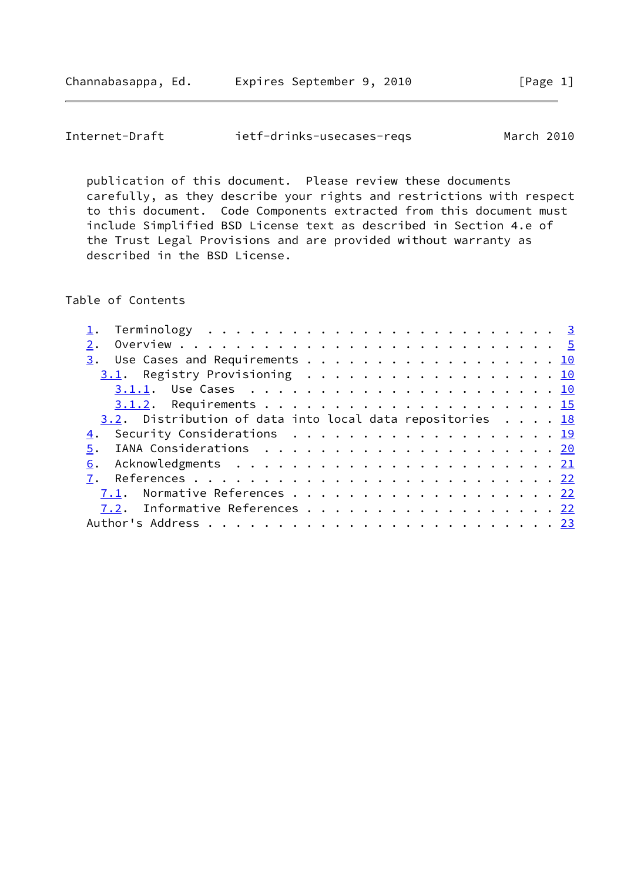publication of this document. Please review these documents carefully, as they describe your rights and restrictions with respect to this document. Code Components extracted from this document must include Simplified BSD License text as described in Section 4.e of the Trust Legal Provisions and are provided without warranty as described in the BSD License.

## Table of Contents

1. Terminology . . . . . . . . . . . . . . . . . . . . . . . . . 3
2. Overview . . . . . . . . . . . . . . . . . . . . . . . . . . 5
3. Use Cases and Requirements . . . . . . . . . . . . . . . . . 10
   3.1. Registry Provisioning . . . . . . . . . . . . . . . . . 10
      3.1.1. Use Cases . . . . . . . . . . . . . . . . . . . . . 10
      3.1.2. Requirements . . . . . . . . . . . . . . . . . . . . 15
   3.2. Distribution of data into local data repositories . . . . 18
4. Security Considerations . . . . . . . . . . . . . . . . . . . 19
5. IANA Considerations . . . . . . . . . . . . . . . . . . . . . 20
6. Acknowledgments . . . . . . . . . . . . . . . . . . . . . . . 21
7. References . . . . . . . . . . . . . . . . . . . . . . . . . 22
   7.1. Normative References . . . . . . . . . . . . . . . . . . 22
   7.2. Informative References . . . . . . . . . . . . . . . . . 22
Author's Address . . . . . . . . . . . . . . . . . . . . . . . . 23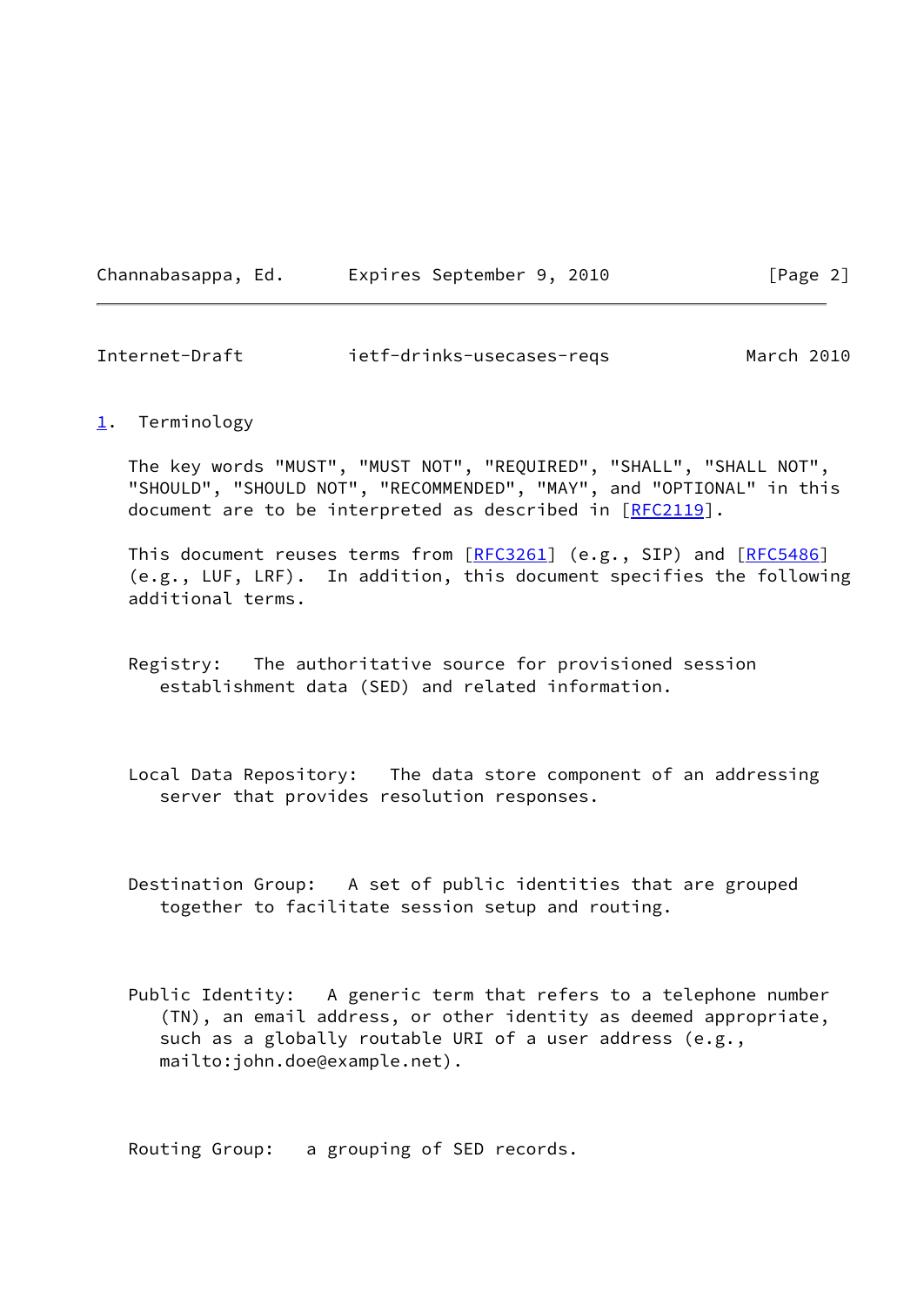## 1. Terminology

The key words "MUST", "MUST NOT", "REQUIRED", "SHALL", "SHALL NOT", "SHOULD", "SHOULD NOT", "RECOMMENDED", "MAY", and "OPTIONAL" in this document are to be interpreted as described in [RFC2119].

This document reuses terms from [RFC3261] (e.g., SIP) and [RFC5486] (e.g., LUF, LRF). In addition, this document specifies the following additional terms.

Registry: The authoritative source for provisioned session establishment data (SED) and related information.

Local Data Repository: The data store component of an addressing server that provides resolution responses.

Destination Group: A set of public identities that are grouped together to facilitate session setup and routing.

Public Identity: A generic term that refers to a telephone number (TN), an email address, or other identity as deemed appropriate, such as a globally routable URI of a user address (e.g., mailto:john.doe@example.net).

Routing Group: a grouping of SED records.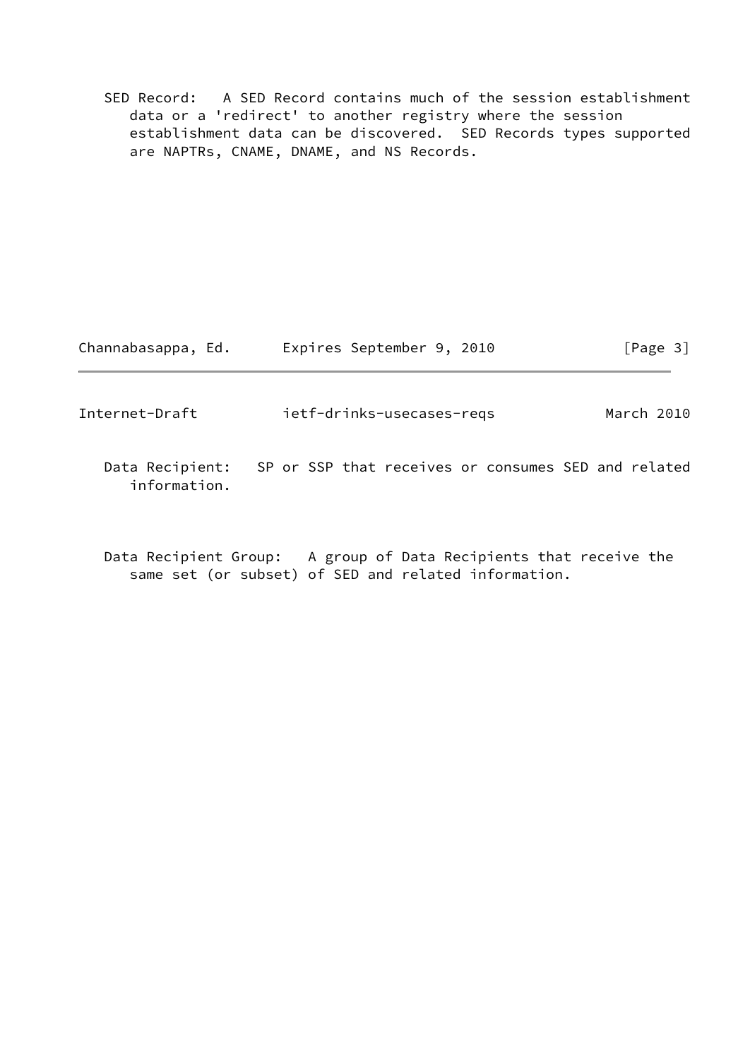SED Record: A SED Record contains much of the session establishment data or a 'redirect' to another registry where the session establishment data can be discovered. SED Records types supported are NAPTRs, CNAME, DNAME, and NS Records.

Data Recipient: SP or SSP that receives or consumes SED and related information.

Data Recipient Group: A group of Data Recipients that receive the same set (or subset) of SED and related information.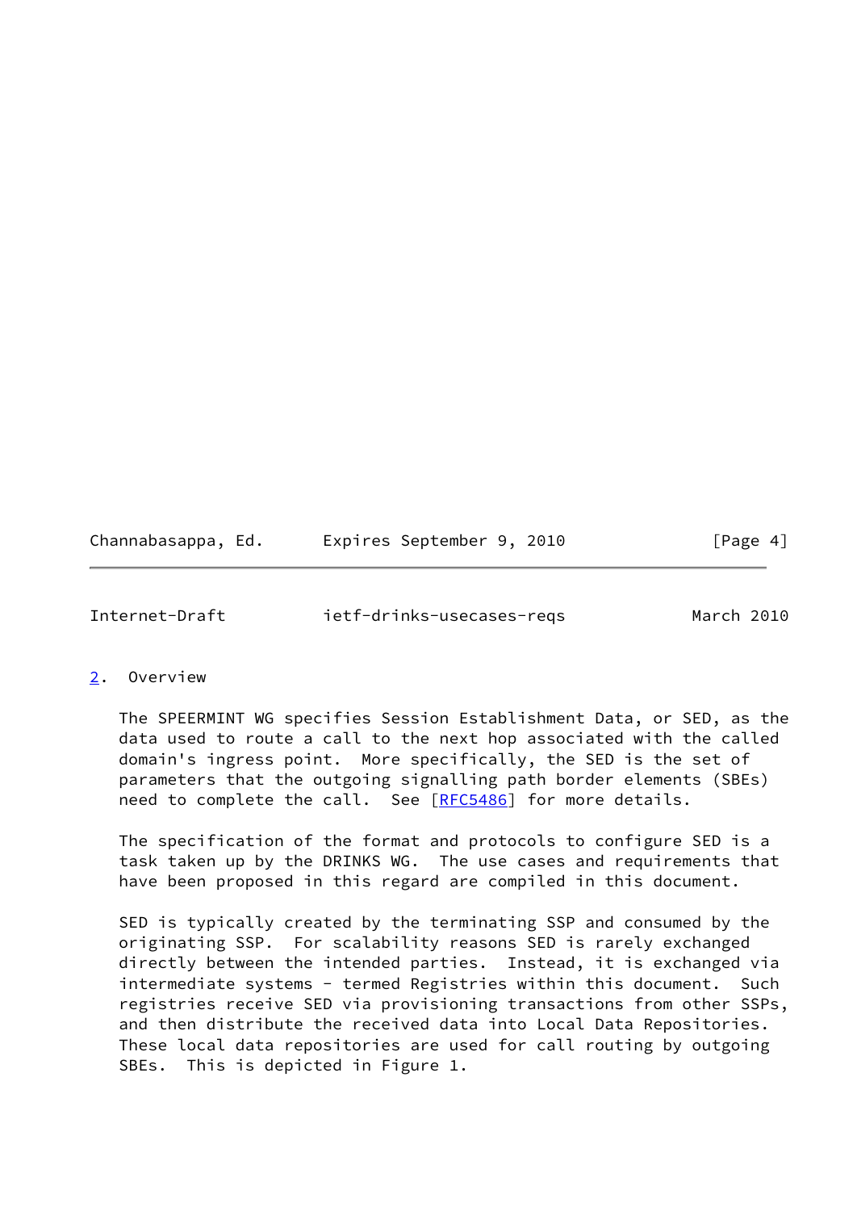## 2. Overview

The SPEERMINT WG specifies Session Establishment Data, or SED, as the data used to route a call to the next hop associated with the called domain's ingress point. More specifically, the SED is the set of parameters that the outgoing signalling path border elements (SBEs) need to complete the call. See [RFC5486] for more details.

The specification of the format and protocols to configure SED is a task taken up by the DRINKS WG. The use cases and requirements that have been proposed in this regard are compiled in this document.

SED is typically created by the terminating SSP and consumed by the originating SSP. For scalability reasons SED is rarely exchanged directly between the intended parties. Instead, it is exchanged via intermediate systems - termed Registries within this document. Such registries receive SED via provisioning transactions from other SSPs, and then distribute the received data into Local Data Repositories. These local data repositories are used for call routing by outgoing SBEs. This is depicted in Figure 1.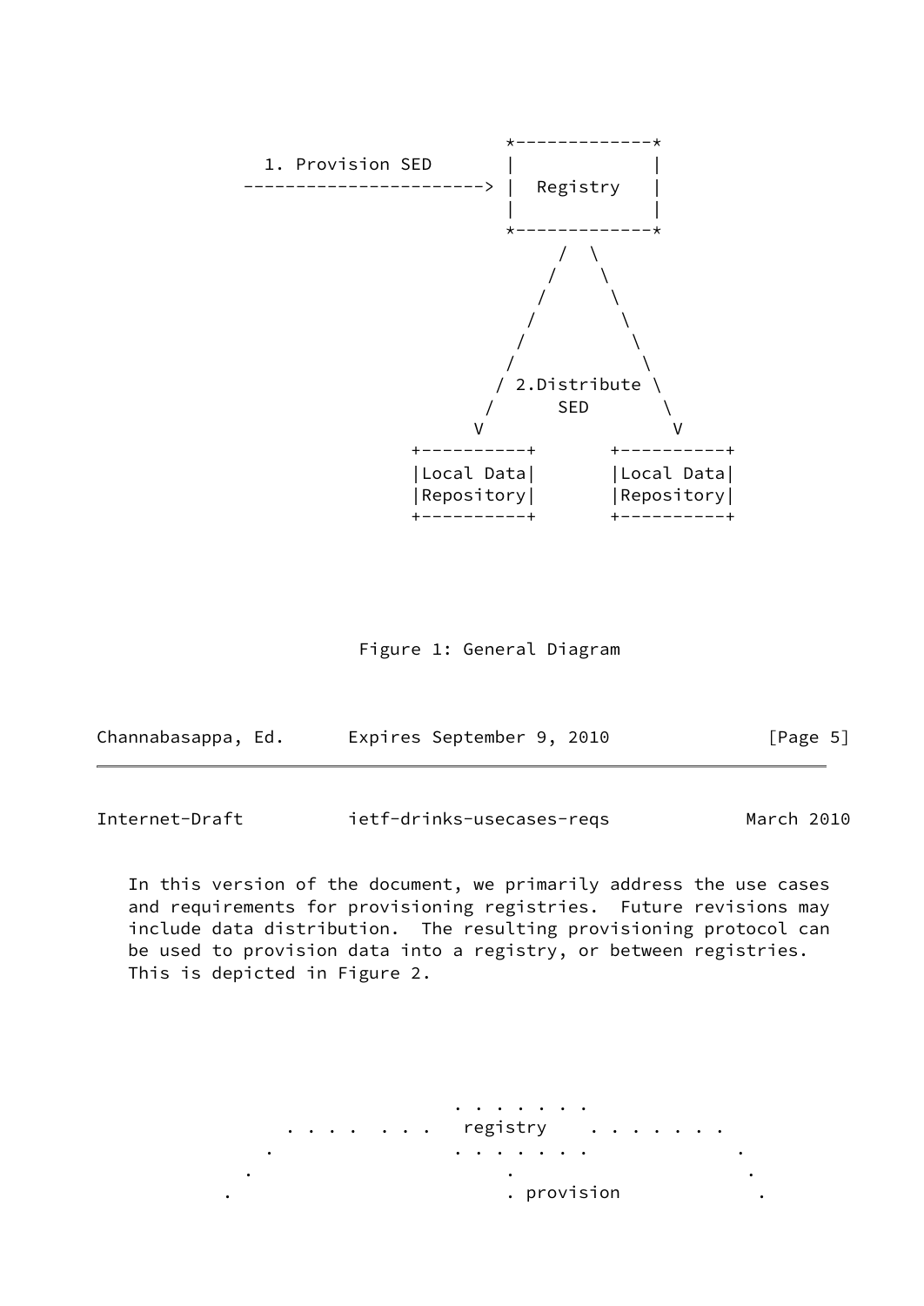```
                                           *-------------*
                 1. Provision SED          |             |
               ----------------------->    |  Registry   |
                                           |             |
                                           *-------------*
                                               /  \
                                              /    \
                                             /      \
                                            /        \
                                           /          \
                                          /            \
                                         / 2.Distribute \
                                        /      SED       \
                                       V                  V
                                 +----------+       +----------+
                                 |Local Data|       |Local Data|
                                 |Repository|       |Repository|
                                 +----------+       +----------+
```

Figure 1: General Diagram

In this version of the document, we primarily address the use cases and requirements for provisioning registries. Future revisions may include data distribution. The resulting provisioning protocol can be used to provision data into a registry, or between registries. This is depicted in Figure 2.

```
                                   . . . . . . .
                    . . . . . . .   registry    . . . . . . .
                  .                . . . . . . .             .
                .                        .                     .
              .                          . provision            .
```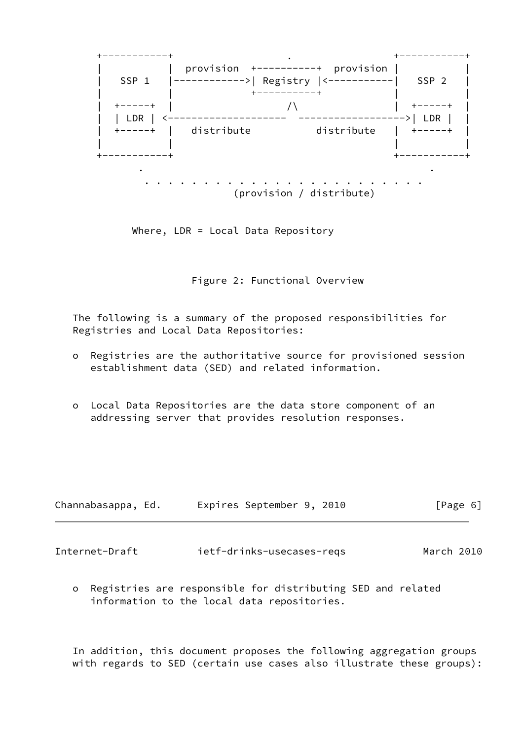```
     +-----------+                   .                +-----------+
     |           |  provision  +----------+  provision |           |
     |   SSP 1   |------------>| Registry |<-----------|   SSP 2   |
     |           |             +----------+            |           |
     |  +-----+  |                  /\                 |  +-----+  |
     |  | LDR | <--------------------  ------------------>| LDR |  |
     |  +-----+  |   distribute          distribute   |  +-----+  |
     |           |                                     |           |
     +-----------+                                     +-----------+
           .                                                 .
            . . . . . . . . . . . . . . . . . . . . . . . . .
                          (provision / distribute)


         Where, LDR = Local Data Repository
```

Figure 2: Functional Overview

The following is a summary of the proposed responsibilities for Registries and Local Data Repositories:

- Registries are the authoritative source for provisioned session establishment data (SED) and related information.

- Local Data Repositories are the data store component of an addressing server that provides resolution responses.

- Registries are responsible for distributing SED and related information to the local data repositories.

In addition, this document proposes the following aggregation groups with regards to SED (certain use cases also illustrate these groups):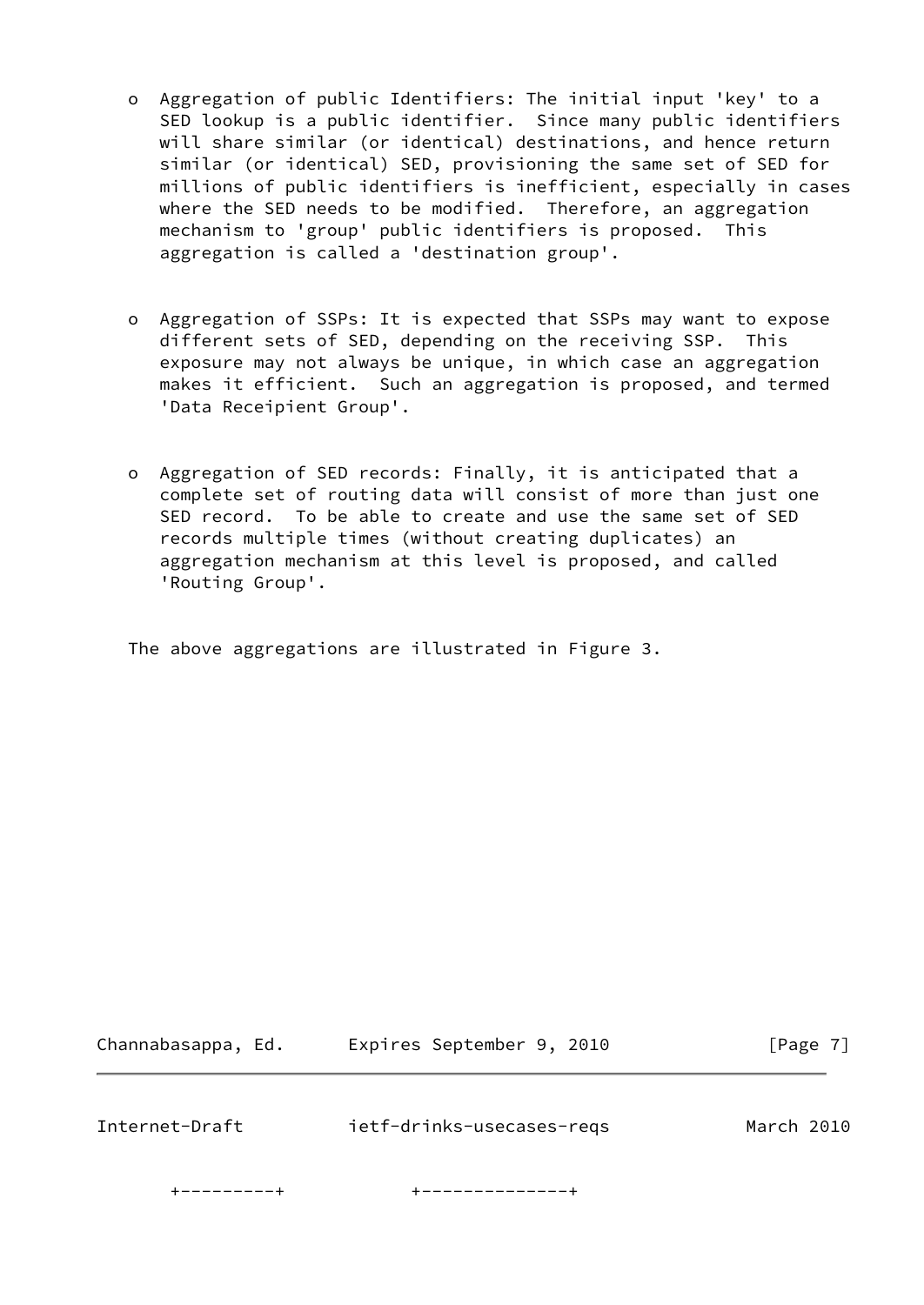- Aggregation of public Identifiers: The initial input 'key' to a SED lookup is a public identifier. Since many public identifiers will share similar (or identical) destinations, and hence return similar (or identical) SED, provisioning the same set of SED for millions of public identifiers is inefficient, especially in cases where the SED needs to be modified. Therefore, an aggregation mechanism to 'group' public identifiers is proposed. This aggregation is called a 'destination group'.

- Aggregation of SSPs: It is expected that SSPs may want to expose different sets of SED, depending on the receiving SSP. This exposure may not always be unique, in which case an aggregation makes it efficient. Such an aggregation is proposed, and termed 'Data Receipient Group'.

- Aggregation of SED records: Finally, it is anticipated that a complete set of routing data will consist of more than just one SED record. To be able to create and use the same set of SED records multiple times (without creating duplicates) an aggregation mechanism at this level is proposed, and called 'Routing Group'.

The above aggregations are illustrated in Figure 3.

```
      +---------+           +--------------+
```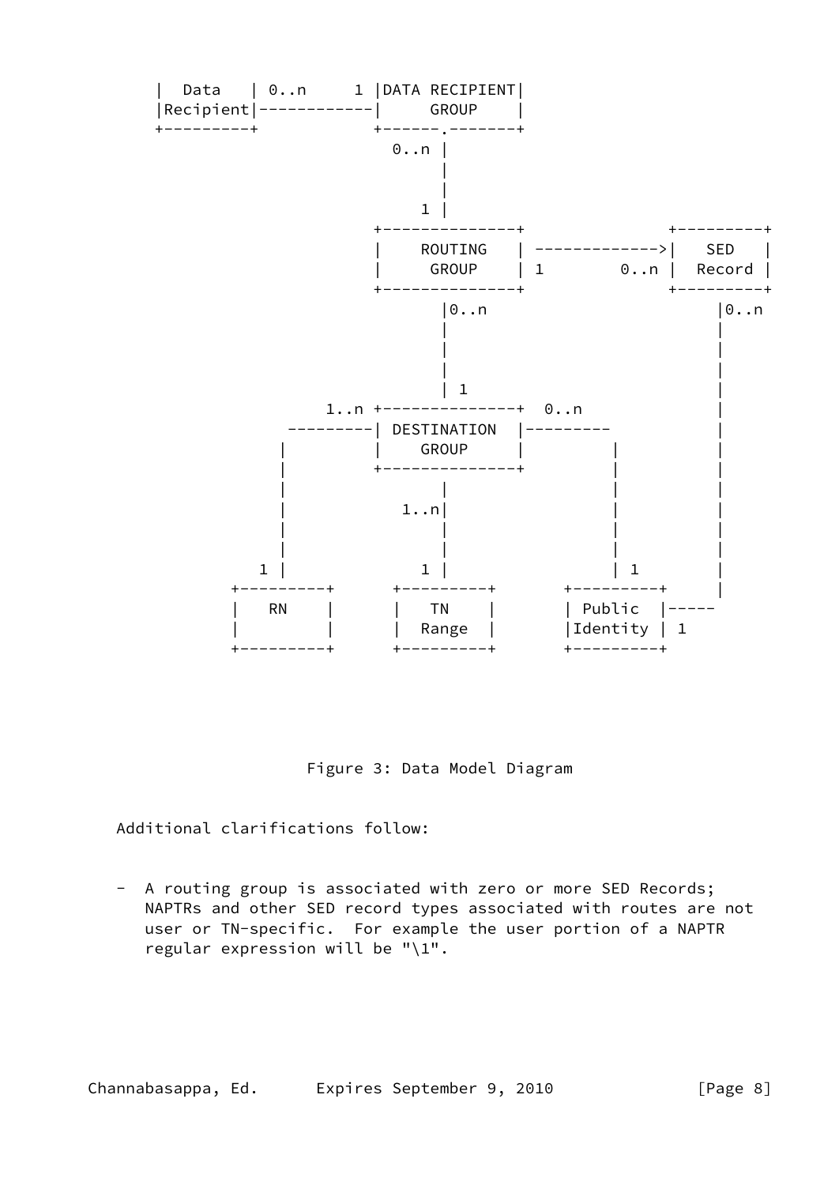```
|  Data   | 0..n     1 |DATA RECIPIENT|
|Recipient|------------|     GROUP    |
+---------+            +------.-------+
                         0..n |
                              |
                              |
                            1 |
                       +--------------+            +---------+
                       |    ROUTING   | ------------>|   SED   |
                       |     GROUP    | 1       0..n |  Record |
                       +--------------+            +---------+
                              |0..n                      |0..n
                              |                          |
                              |                          |
                              |                          |
                              | 1                        |
                  1..n +--------------+  0..n            |
              ---------| DESTINATION  |---------         |
             |         |    GROUP     |         |        |
             |         +--------------+         |        |
             |                |                 |        |
             |            1..n|                 |        |
             |                |                 |        |
             |                |                 |        |
           1 |              1 |                 | 1      |
         +---------+      +---------+       +---------+  |
         |   RN    |      |   TN    |       | Public  |-----
         |         |      |  Range  |       |Identity | 1
         +---------+      +---------+       +---------+
```

Figure 3: Data Model Diagram

Additional clarifications follow:

- A routing group is associated with zero or more SED Records; NAPTRs and other SED record types associated with routes are not user or TN-specific. For example the user portion of a NAPTR regular expression will be "\1".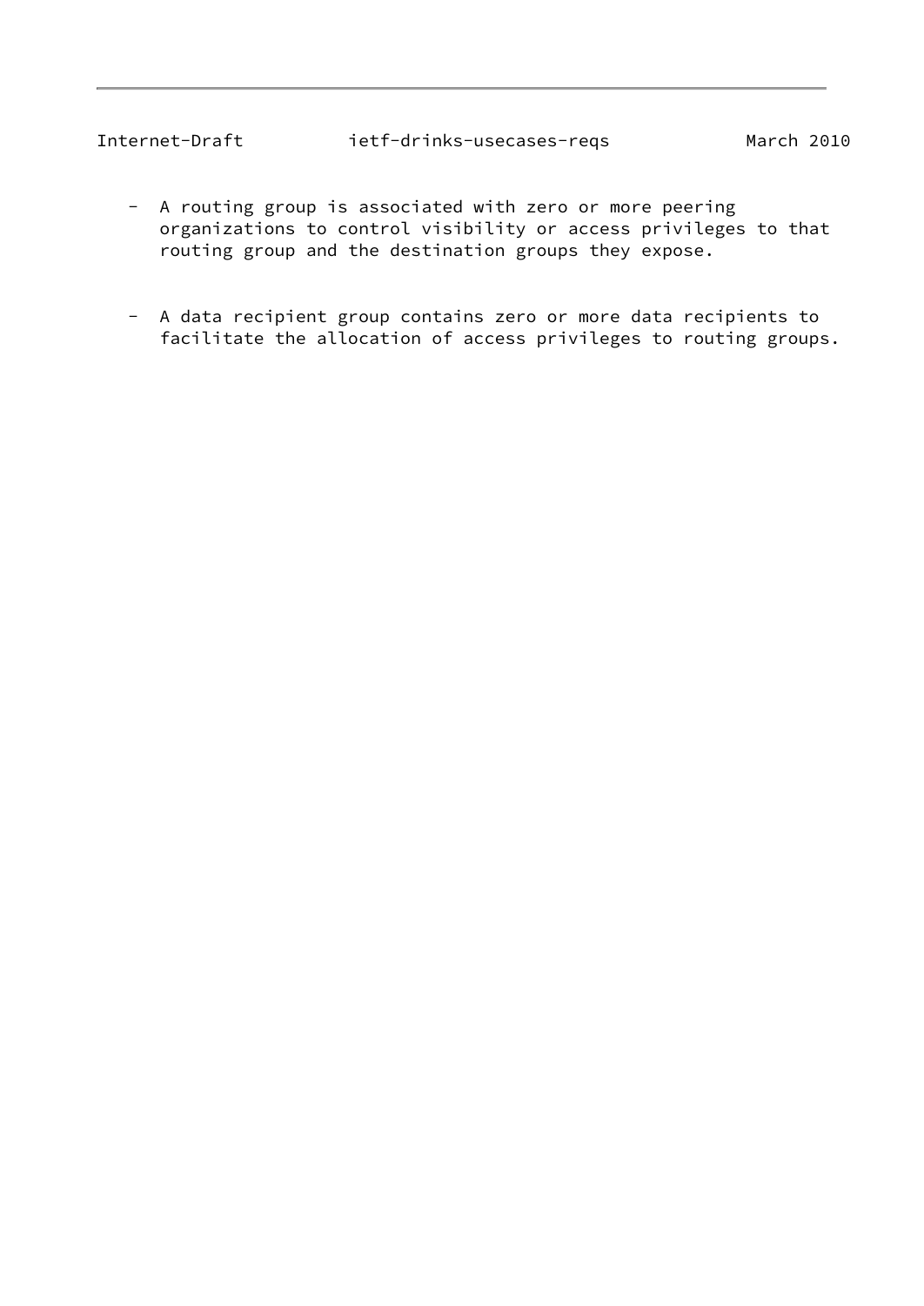- A routing group is associated with zero or more peering organizations to control visibility or access privileges to that routing group and the destination groups they expose.

- A data recipient group contains zero or more data recipients to facilitate the allocation of access privileges to routing groups.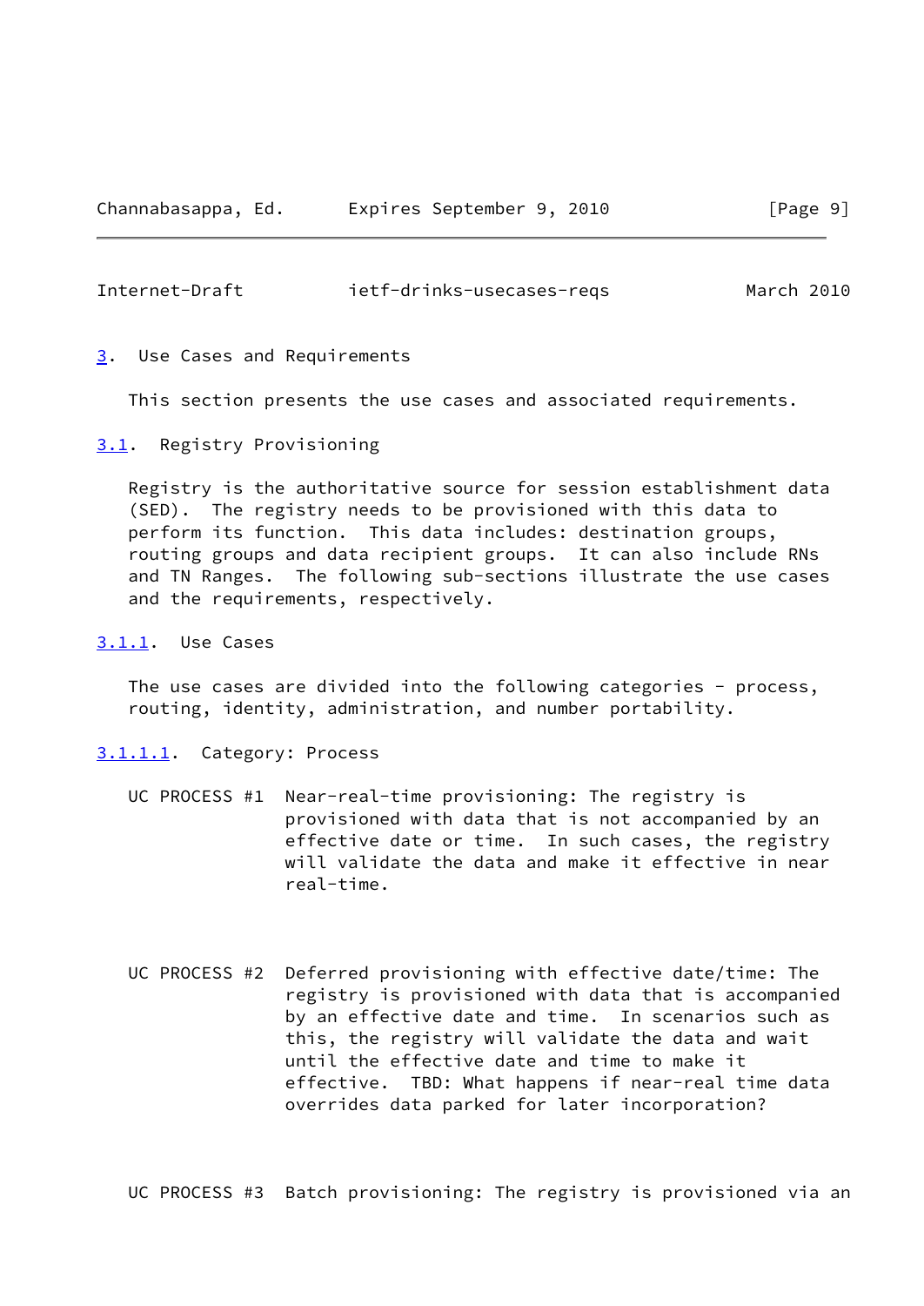# 3. Use Cases and Requirements

This section presents the use cases and associated requirements.

## 3.1. Registry Provisioning

Registry is the authoritative source for session establishment data (SED). The registry needs to be provisioned with this data to perform its function. This data includes: destination groups, routing groups and data recipient groups. It can also include RNs and TN Ranges. The following sub-sections illustrate the use cases and the requirements, respectively.

### 3.1.1. Use Cases

The use cases are divided into the following categories - process, routing, identity, administration, and number portability.

#### 3.1.1.1. Category: Process

UC PROCESS #1 Near-real-time provisioning: The registry is provisioned with data that is not accompanied by an effective date or time. In such cases, the registry will validate the data and make it effective in near real-time.

UC PROCESS #2 Deferred provisioning with effective date/time: The registry is provisioned with data that is accompanied by an effective date and time. In scenarios such as this, the registry will validate the data and wait until the effective date and time to make it effective. TBD: What happens if near-real time data overrides data parked for later incorporation?

UC PROCESS #3 Batch provisioning: The registry is provisioned via an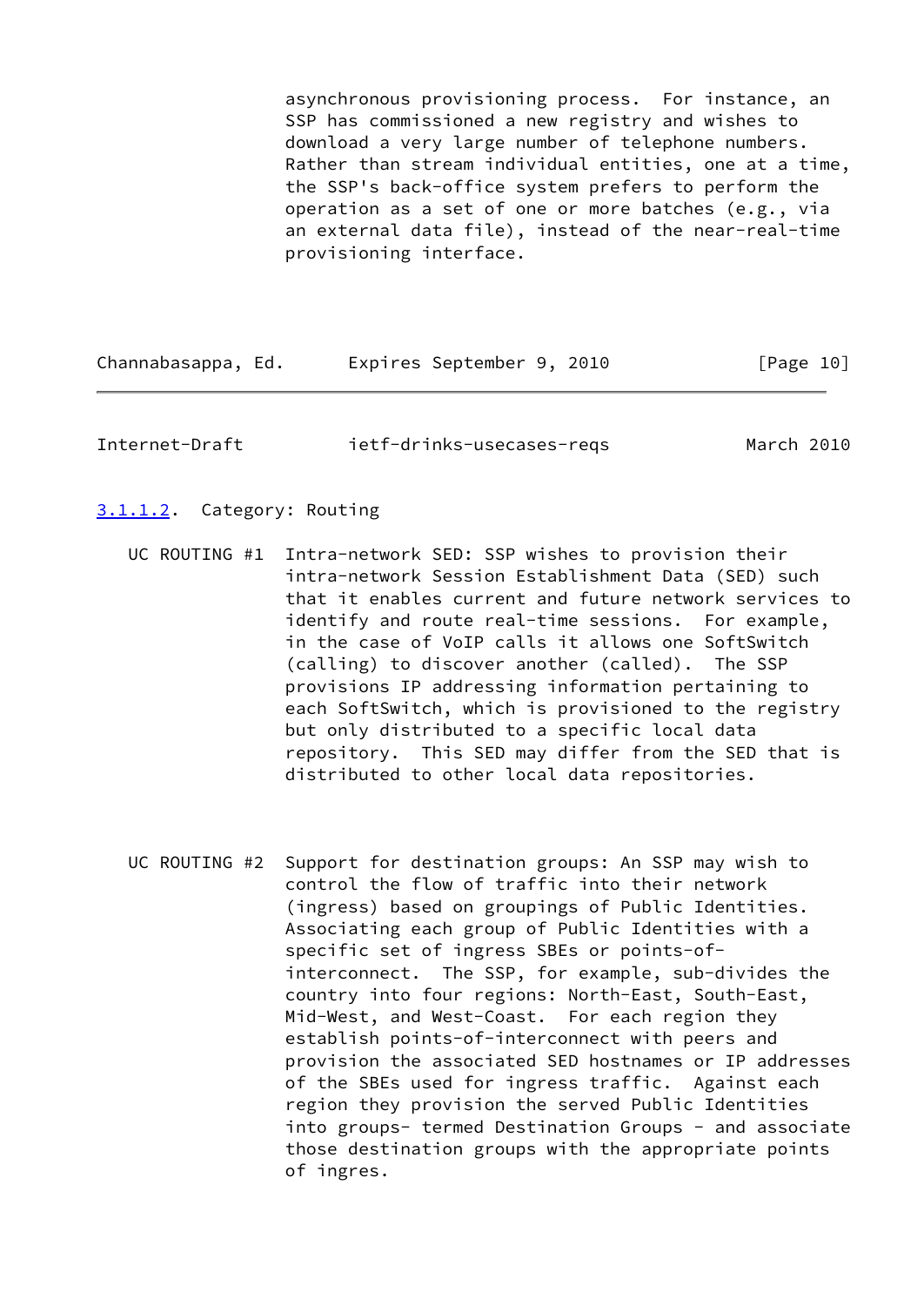asynchronous provisioning process. For instance, an SSP has commissioned a new registry and wishes to download a very large number of telephone numbers. Rather than stream individual entities, one at a time, the SSP's back-office system prefers to perform the operation as a set of one or more batches (e.g., via an external data file), instead of the near-real-time provisioning interface.

#### 3.1.1.2. Category: Routing

UC ROUTING #1 Intra-network SED: SSP wishes to provision their intra-network Session Establishment Data (SED) such that it enables current and future network services to identify and route real-time sessions. For example, in the case of VoIP calls it allows one SoftSwitch (calling) to discover another (called). The SSP provisions IP addressing information pertaining to each SoftSwitch, which is provisioned to the registry but only distributed to a specific local data repository. This SED may differ from the SED that is distributed to other local data repositories.

UC ROUTING #2 Support for destination groups: An SSP may wish to control the flow of traffic into their network (ingress) based on groupings of Public Identities. Associating each group of Public Identities with a specific set of ingress SBEs or points-of-interconnect. The SSP, for example, sub-divides the country into four regions: North-East, South-East, Mid-West, and West-Coast. For each region they establish points-of-interconnect with peers and provision the associated SED hostnames or IP addresses of the SBEs used for ingress traffic. Against each region they provision the served Public Identities into groups- termed Destination Groups - and associate those destination groups with the appropriate points of ingres.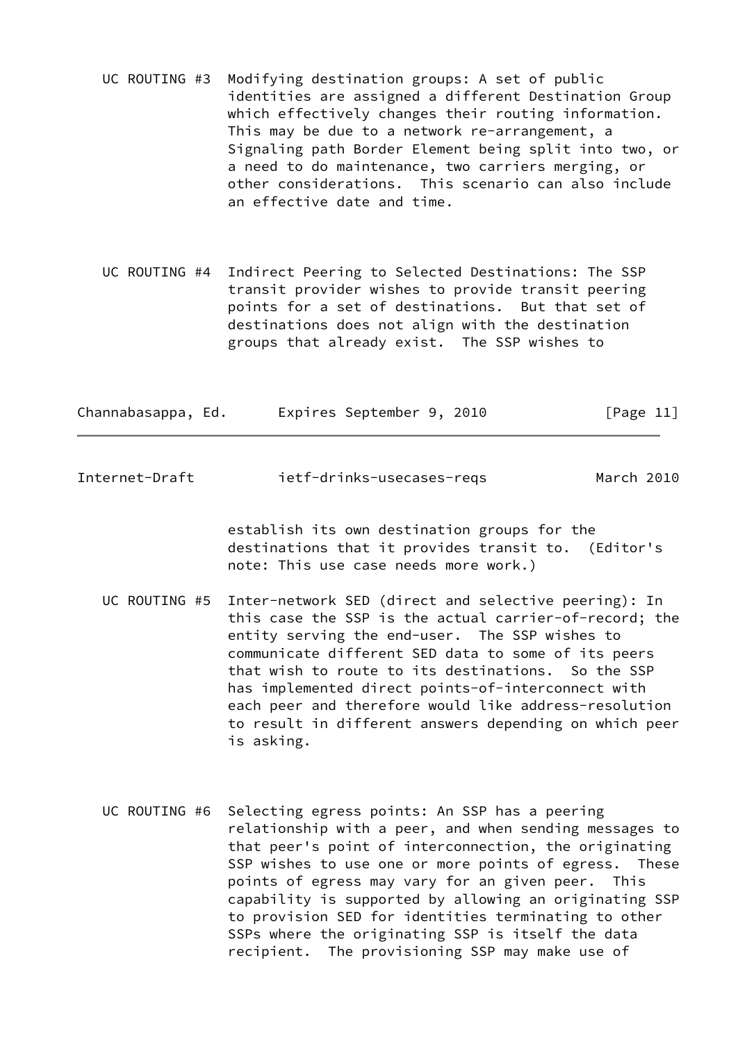UC ROUTING #3 Modifying destination groups: A set of public identities are assigned a different Destination Group which effectively changes their routing information. This may be due to a network re-arrangement, a Signaling path Border Element being split into two, or a need to do maintenance, two carriers merging, or other considerations. This scenario can also include an effective date and time.

UC ROUTING #4 Indirect Peering to Selected Destinations: The SSP transit provider wishes to provide transit peering points for a set of destinations. But that set of destinations does not align with the destination groups that already exist. The SSP wishes to establish its own destination groups for the destinations that it provides transit to. (Editor's note: This use case needs more work.)

UC ROUTING #5 Inter-network SED (direct and selective peering): In this case the SSP is the actual carrier-of-record; the entity serving the end-user. The SSP wishes to communicate different SED data to some of its peers that wish to route to its destinations. So the SSP has implemented direct points-of-interconnect with each peer and therefore would like address-resolution to result in different answers depending on which peer is asking.

UC ROUTING #6 Selecting egress points: An SSP has a peering relationship with a peer, and when sending messages to that peer's point of interconnection, the originating SSP wishes to use one or more points of egress. These points of egress may vary for an given peer. This capability is supported by allowing an originating SSP to provision SED for identities terminating to other SSPs where the originating SSP is itself the data recipient. The provisioning SSP may make use of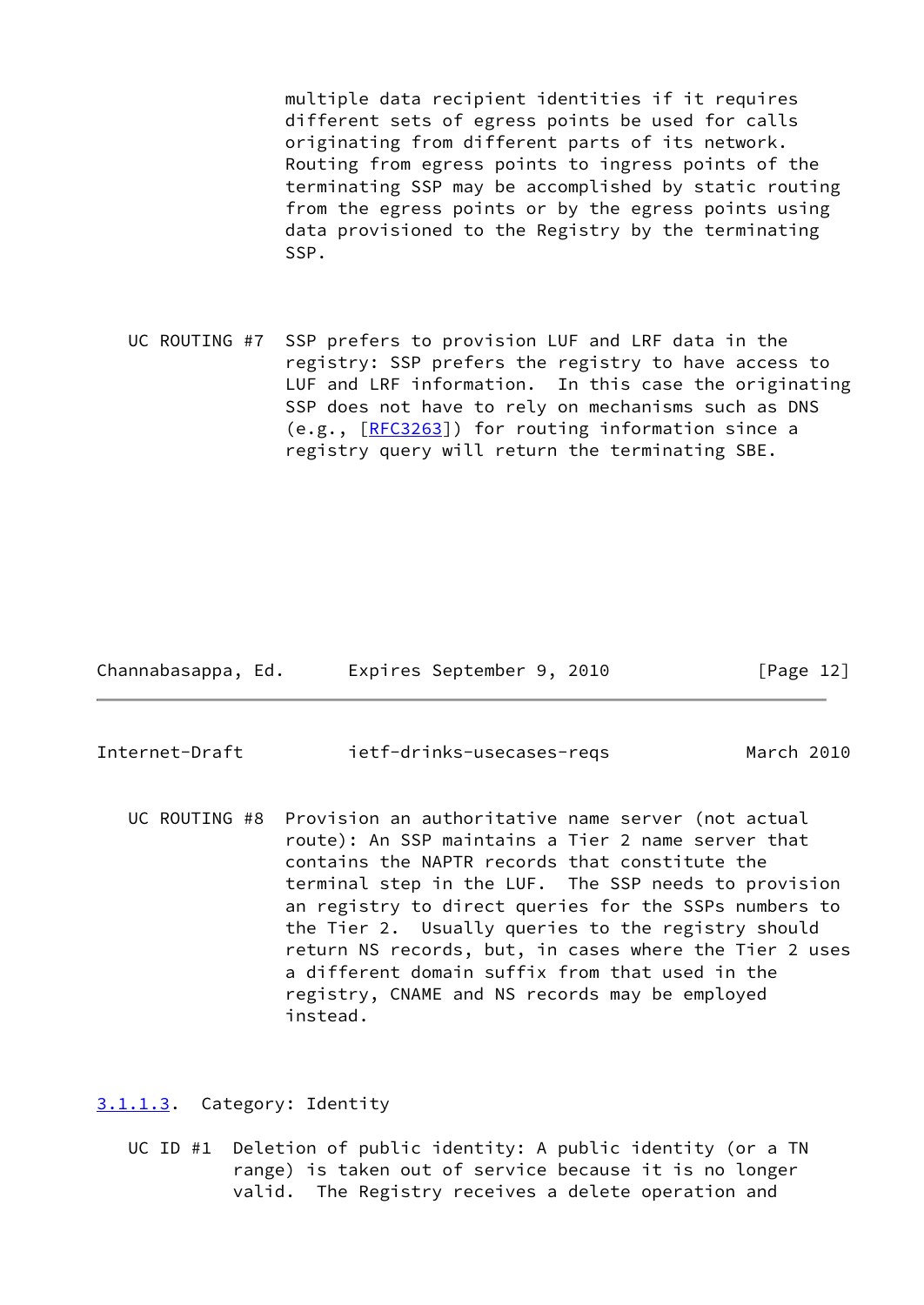multiple data recipient identities if it requires different sets of egress points be used for calls originating from different parts of its network. Routing from egress points to ingress points of the terminating SSP may be accomplished by static routing from the egress points or by the egress points using data provisioned to the Registry by the terminating SSP.

UC ROUTING #7 SSP prefers to provision LUF and LRF data in the registry: SSP prefers the registry to have access to LUF and LRF information. In this case the originating SSP does not have to rely on mechanisms such as DNS (e.g., [RFC3263]) for routing information since a registry query will return the terminating SBE.

UC ROUTING #8 Provision an authoritative name server (not actual route): An SSP maintains a Tier 2 name server that contains the NAPTR records that constitute the terminal step in the LUF. The SSP needs to provision an registry to direct queries for the SSPs numbers to the Tier 2. Usually queries to the registry should return NS records, but, in cases where the Tier 2 uses a different domain suffix from that used in the registry, CNAME and NS records may be employed instead.

#### 3.1.1.3. Category: Identity

UC ID #1 Deletion of public identity: A public identity (or a TN range) is taken out of service because it is no longer valid. The Registry receives a delete operation and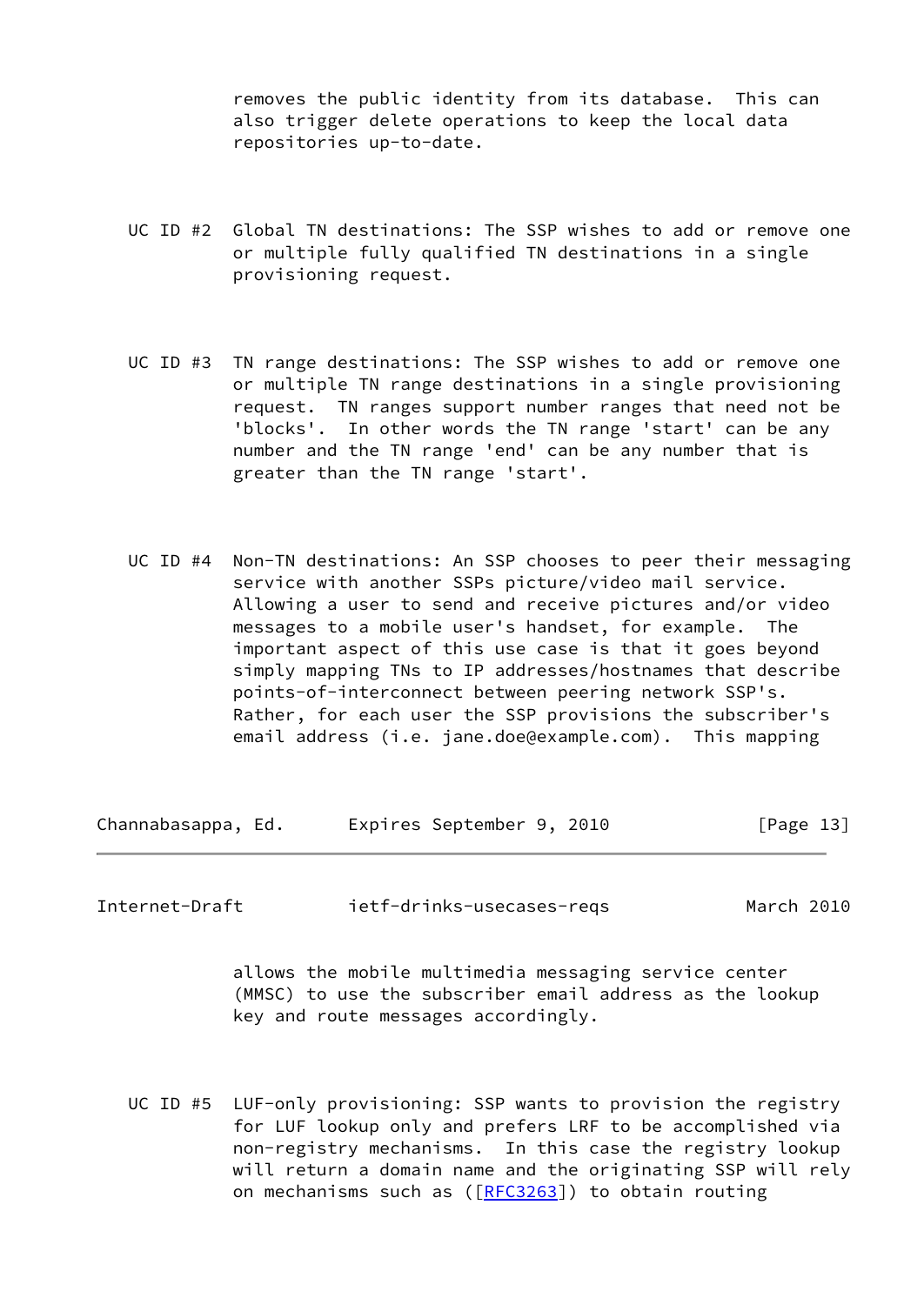removes the public identity from its database. This can also trigger delete operations to keep the local data repositories up-to-date.

UC ID #2 Global TN destinations: The SSP wishes to add or remove one or multiple fully qualified TN destinations in a single provisioning request.

UC ID #3 TN range destinations: The SSP wishes to add or remove one or multiple TN range destinations in a single provisioning request. TN ranges support number ranges that need not be 'blocks'. In other words the TN range 'start' can be any number and the TN range 'end' can be any number that is greater than the TN range 'start'.

UC ID #4 Non-TN destinations: An SSP chooses to peer their messaging service with another SSPs picture/video mail service. Allowing a user to send and receive pictures and/or video messages to a mobile user's handset, for example. The important aspect of this use case is that it goes beyond simply mapping TNs to IP addresses/hostnames that describe points-of-interconnect between peering network SSP's. Rather, for each user the SSP provisions the subscriber's email address (i.e. jane.doe@example.com). This mapping allows the mobile multimedia messaging service center (MMSC) to use the subscriber email address as the lookup key and route messages accordingly.

UC ID #5 LUF-only provisioning: SSP wants to provision the registry for LUF lookup only and prefers LRF to be accomplished via non-registry mechanisms. In this case the registry lookup will return a domain name and the originating SSP will rely on mechanisms such as ([RFC3263]) to obtain routing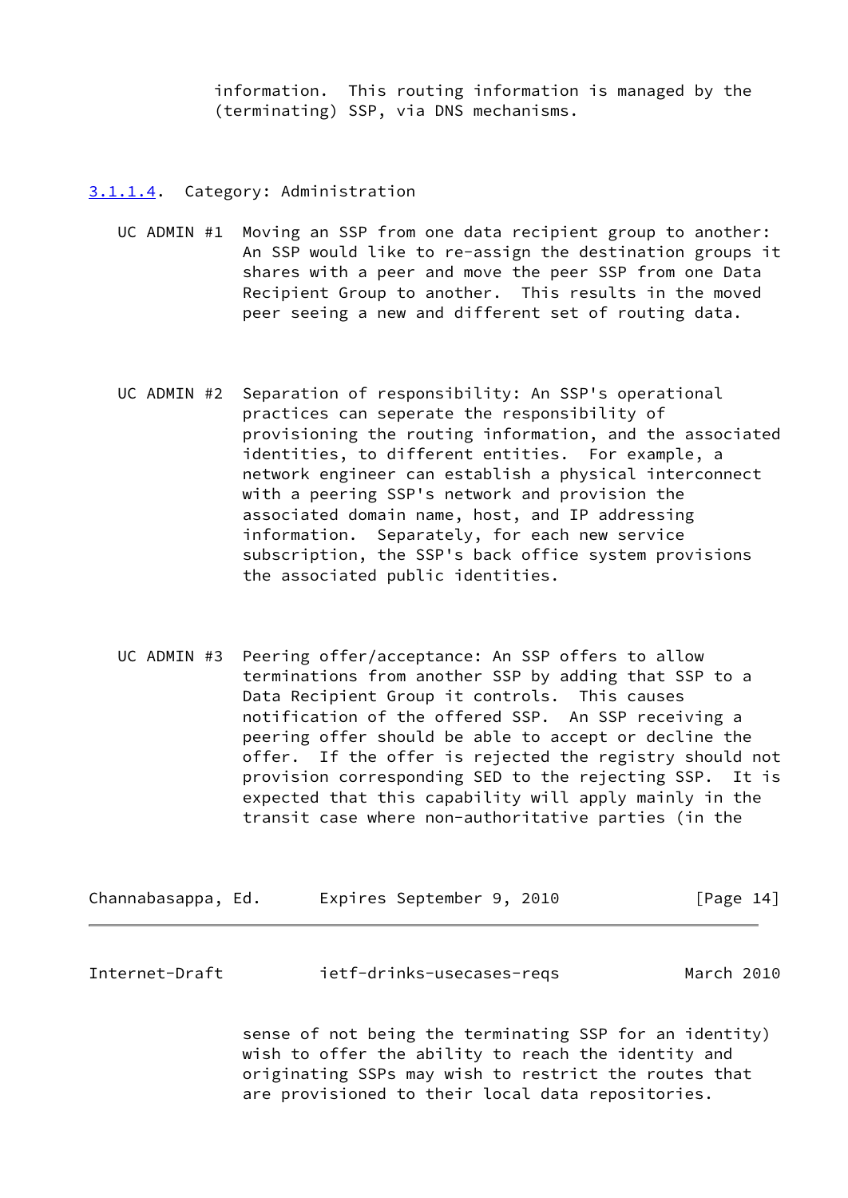information. This routing information is managed by the (terminating) SSP, via DNS mechanisms.

#### 3.1.1.4. Category: Administration

UC ADMIN #1 Moving an SSP from one data recipient group to another: An SSP would like to re-assign the destination groups it shares with a peer and move the peer SSP from one Data Recipient Group to another. This results in the moved peer seeing a new and different set of routing data.

UC ADMIN #2 Separation of responsibility: An SSP's operational practices can seperate the responsibility of provisioning the routing information, and the associated identities, to different entities. For example, a network engineer can establish a physical interconnect with a peering SSP's network and provision the associated domain name, host, and IP addressing information. Separately, for each new service subscription, the SSP's back office system provisions the associated public identities.

UC ADMIN #3 Peering offer/acceptance: An SSP offers to allow terminations from another SSP by adding that SSP to a Data Recipient Group it controls. This causes notification of the offered SSP. An SSP receiving a peering offer should be able to accept or decline the offer. If the offer is rejected the registry should not provision corresponding SED to the rejecting SSP. It is expected that this capability will apply mainly in the transit case where non-authoritative parties (in the sense of not being the terminating SSP for an identity) wish to offer the ability to reach the identity and originating SSPs may wish to restrict the routes that are provisioned to their local data repositories.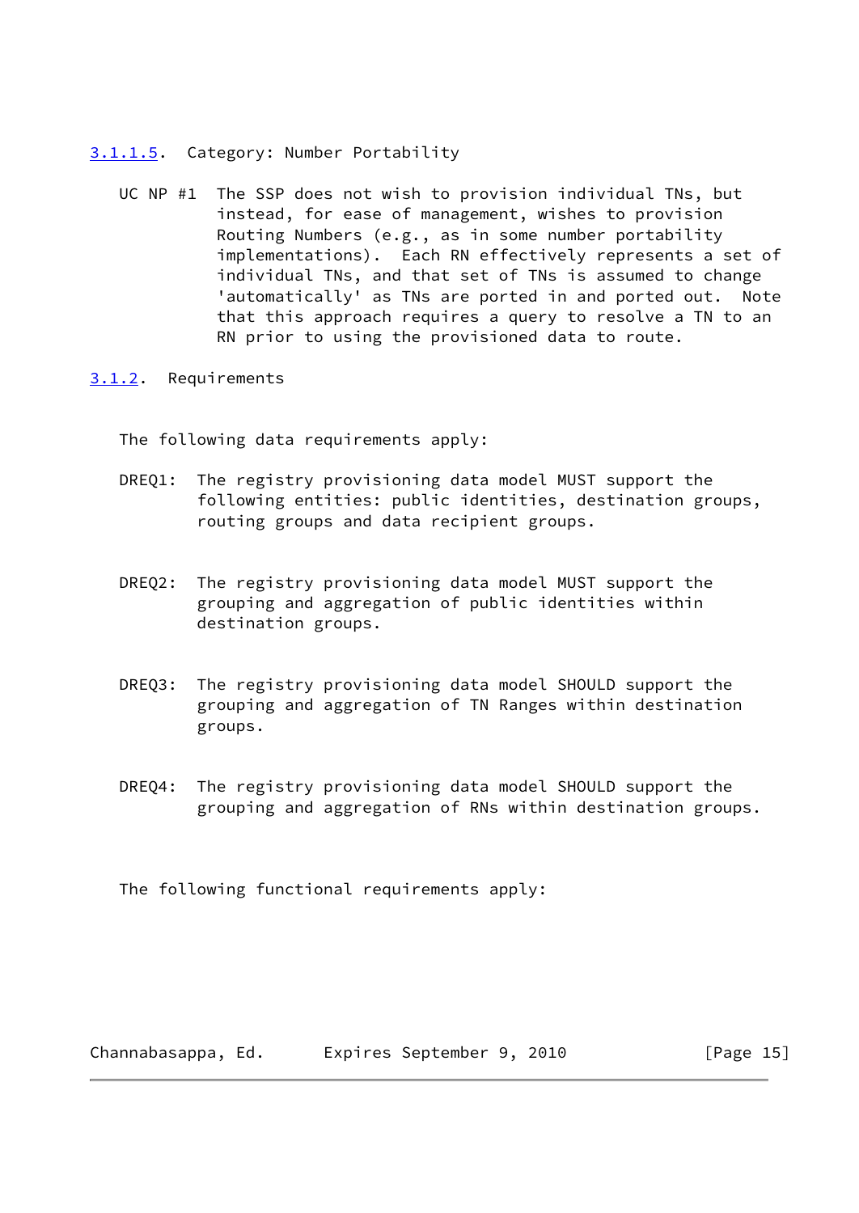#### 3.1.1.5. Category: Number Portability

UC NP #1 The SSP does not wish to provision individual TNs, but instead, for ease of management, wishes to provision Routing Numbers (e.g., as in some number portability implementations). Each RN effectively represents a set of individual TNs, and that set of TNs is assumed to change 'automatically' as TNs are ported in and ported out. Note that this approach requires a query to resolve a TN to an RN prior to using the provisioned data to route.

### 3.1.2. Requirements

The following data requirements apply:

DREQ1: The registry provisioning data model MUST support the following entities: public identities, destination groups, routing groups and data recipient groups.

DREQ2: The registry provisioning data model MUST support the grouping and aggregation of public identities within destination groups.

DREQ3: The registry provisioning data model SHOULD support the grouping and aggregation of TN Ranges within destination groups.

DREQ4: The registry provisioning data model SHOULD support the grouping and aggregation of RNs within destination groups.

The following functional requirements apply: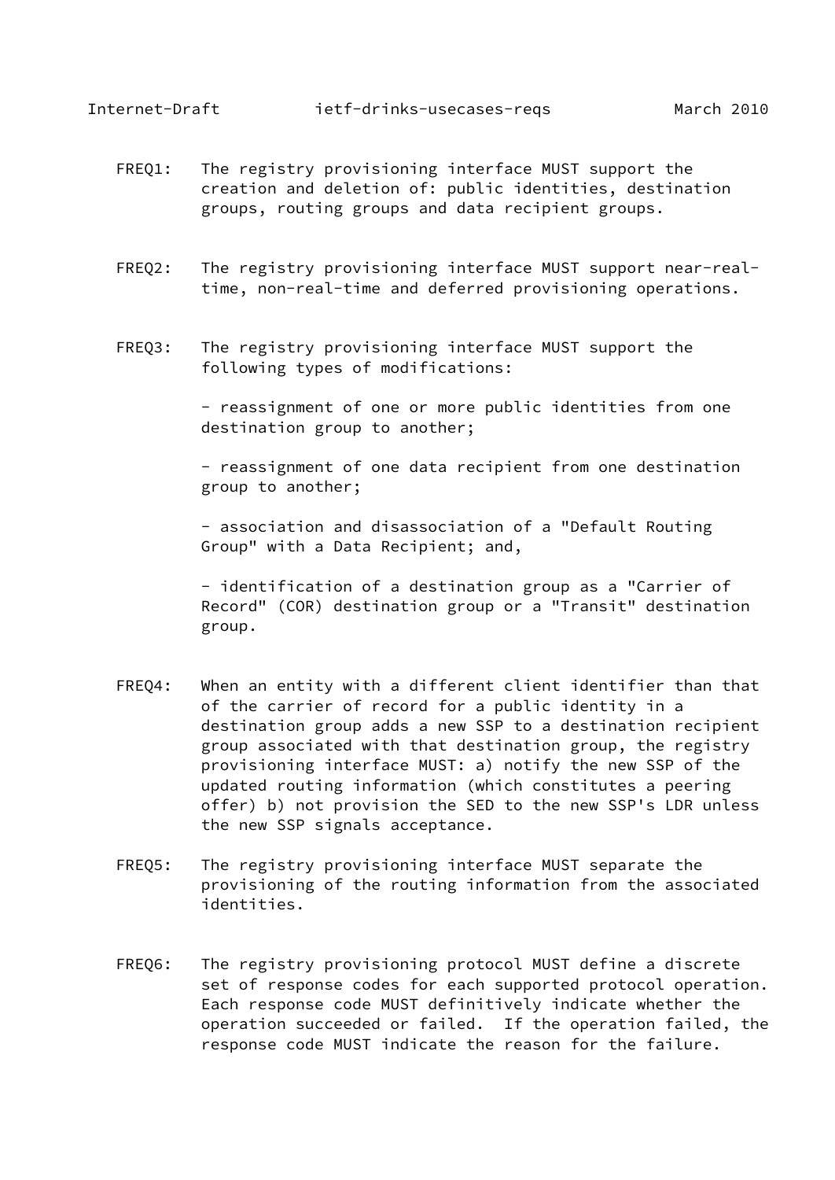FREQ1: The registry provisioning interface MUST support the creation and deletion of: public identities, destination groups, routing groups and data recipient groups.

FREQ2: The registry provisioning interface MUST support near-real-time, non-real-time and deferred provisioning operations.

FREQ3: The registry provisioning interface MUST support the following types of modifications:

- reassignment of one or more public identities from one destination group to another;

- reassignment of one data recipient from one destination group to another;

- association and disassociation of a "Default Routing Group" with a Data Recipient; and,

- identification of a destination group as a "Carrier of Record" (COR) destination group or a "Transit" destination group.

FREQ4: When an entity with a different client identifier than that of the carrier of record for a public identity in a destination group adds a new SSP to a destination recipient group associated with that destination group, the registry provisioning interface MUST: a) notify the new SSP of the updated routing information (which constitutes a peering offer) b) not provision the SED to the new SSP's LDR unless the new SSP signals acceptance.

FREQ5: The registry provisioning interface MUST separate the provisioning of the routing information from the associated identities.

FREQ6: The registry provisioning protocol MUST define a discrete set of response codes for each supported protocol operation. Each response code MUST definitively indicate whether the operation succeeded or failed. If the operation failed, the response code MUST indicate the reason for the failure.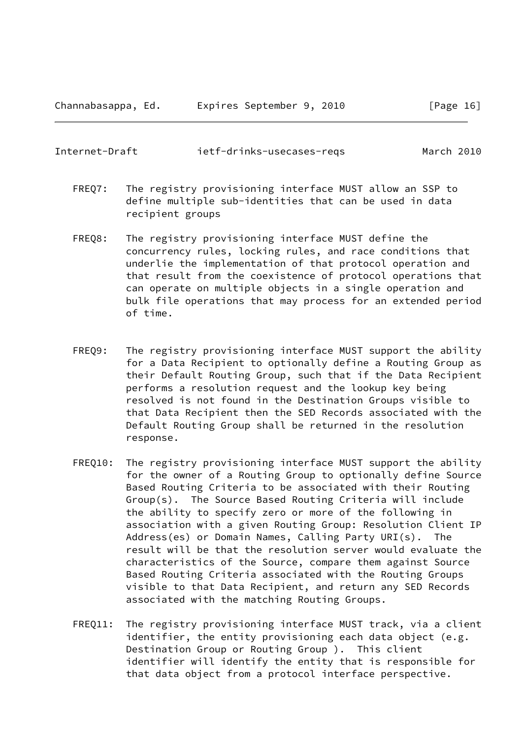FREQ7: The registry provisioning interface MUST allow an SSP to define multiple sub-identities that can be used in data recipient groups

FREQ8: The registry provisioning interface MUST define the concurrency rules, locking rules, and race conditions that underlie the implementation of that protocol operation and that result from the coexistence of protocol operations that can operate on multiple objects in a single operation and bulk file operations that may process for an extended period of time.

FREQ9: The registry provisioning interface MUST support the ability for a Data Recipient to optionally define a Routing Group as their Default Routing Group, such that if the Data Recipient performs a resolution request and the lookup key being resolved is not found in the Destination Groups visible to that Data Recipient then the SED Records associated with the Default Routing Group shall be returned in the resolution response.

FREQ10: The registry provisioning interface MUST support the ability for the owner of a Routing Group to optionally define Source Based Routing Criteria to be associated with their Routing Group(s). The Source Based Routing Criteria will include the ability to specify zero or more of the following in association with a given Routing Group: Resolution Client IP Address(es) or Domain Names, Calling Party URI(s). The result will be that the resolution server would evaluate the characteristics of the Source, compare them against Source Based Routing Criteria associated with the Routing Groups visible to that Data Recipient, and return any SED Records associated with the matching Routing Groups.

FREQ11: The registry provisioning interface MUST track, via a client identifier, the entity provisioning each data object (e.g. Destination Group or Routing Group ). This client identifier will identify the entity that is responsible for that data object from a protocol interface perspective.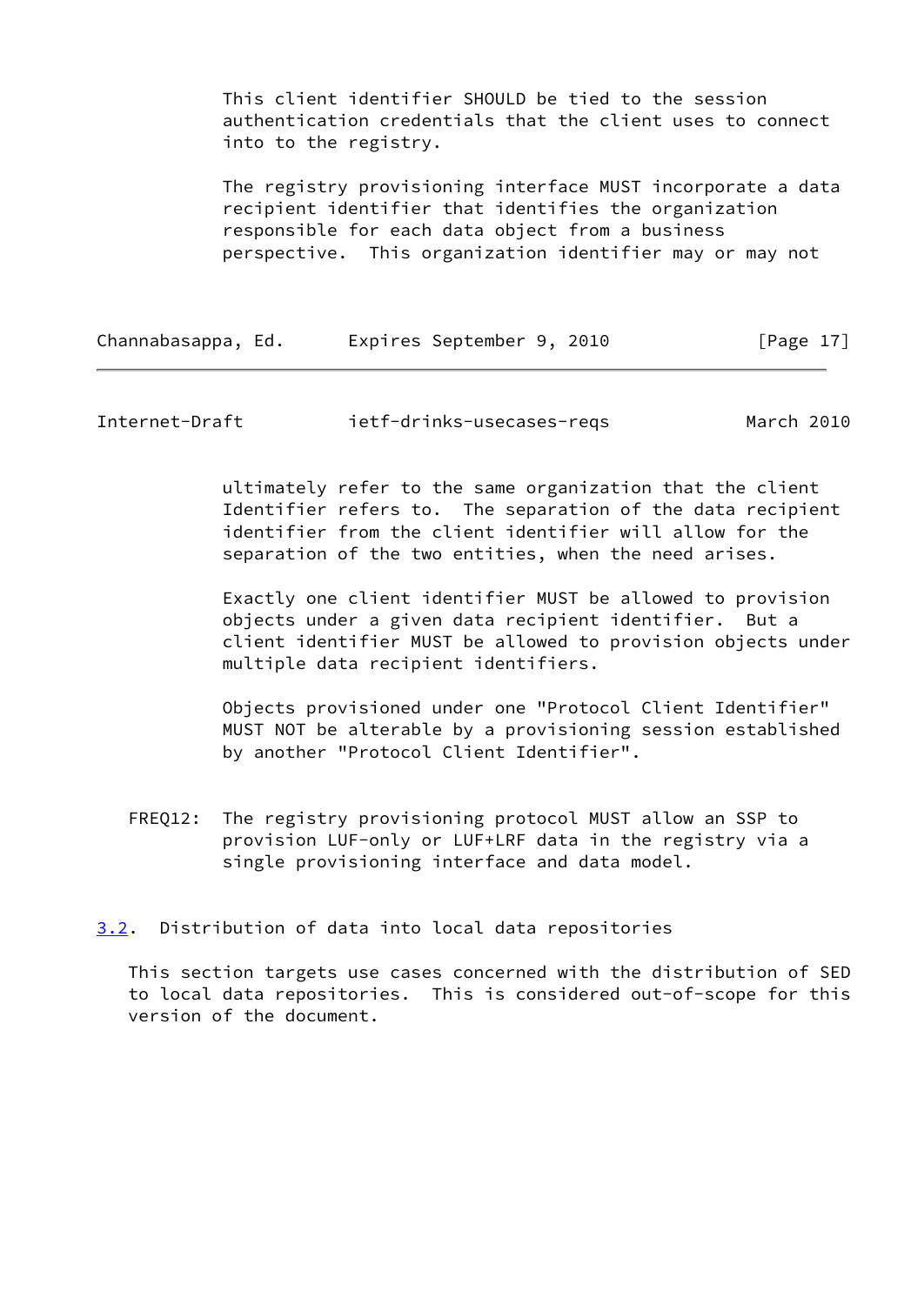This client identifier SHOULD be tied to the session authentication credentials that the client uses to connect into to the registry.

The registry provisioning interface MUST incorporate a data recipient identifier that identifies the organization responsible for each data object from a business perspective. This organization identifier may or may not ultimately refer to the same organization that the client Identifier refers to. The separation of the data recipient identifier from the client identifier will allow for the separation of the two entities, when the need arises.

Exactly one client identifier MUST be allowed to provision objects under a given data recipient identifier. But a client identifier MUST be allowed to provision objects under multiple data recipient identifiers.

Objects provisioned under one "Protocol Client Identifier" MUST NOT be alterable by a provisioning session established by another "Protocol Client Identifier".

FREQ12: The registry provisioning protocol MUST allow an SSP to provision LUF-only or LUF+LRF data in the registry via a single provisioning interface and data model.

## 3.2. Distribution of data into local data repositories

This section targets use cases concerned with the distribution of SED to local data repositories. This is considered out-of-scope for this version of the document.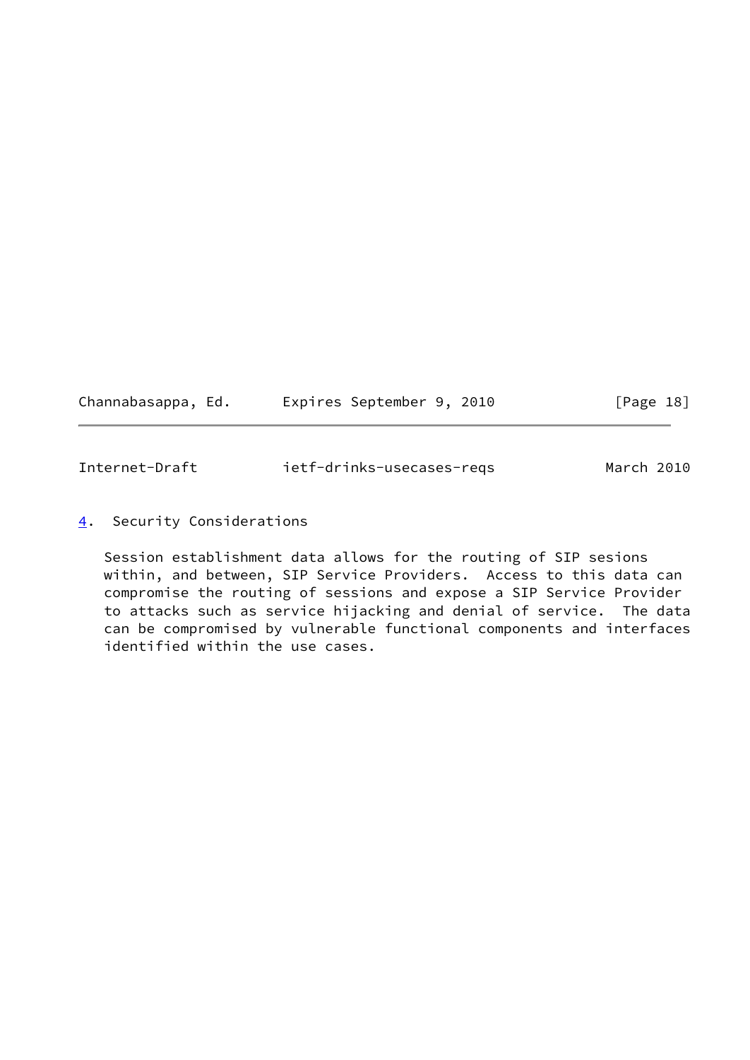## 4. Security Considerations

Session establishment data allows for the routing of SIP sesions within, and between, SIP Service Providers. Access to this data can compromise the routing of sessions and expose a SIP Service Provider to attacks such as service hijacking and denial of service. The data can be compromised by vulnerable functional components and interfaces identified within the use cases.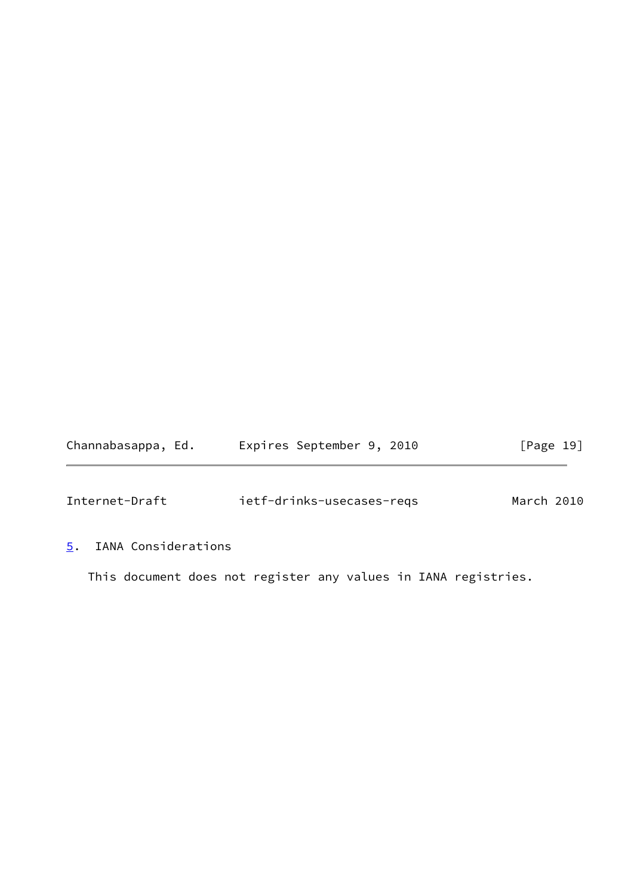## 5. IANA Considerations

This document does not register any values in IANA registries.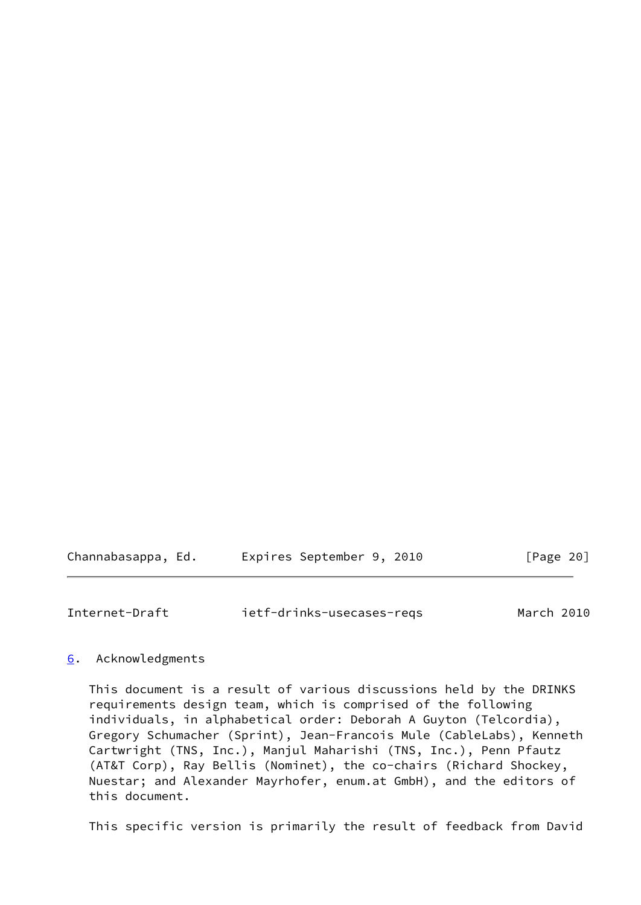## 6. Acknowledgments

This document is a result of various discussions held by the DRINKS requirements design team, which is comprised of the following individuals, in alphabetical order: Deborah A Guyton (Telcordia), Gregory Schumacher (Sprint), Jean-Francois Mule (CableLabs), Kenneth Cartwright (TNS, Inc.), Manjul Maharishi (TNS, Inc.), Penn Pfautz (AT&T Corp), Ray Bellis (Nominet), the co-chairs (Richard Shockey, Nuestar; and Alexander Mayrhofer, enum.at GmbH), and the editors of this document.

This specific version is primarily the result of feedback from David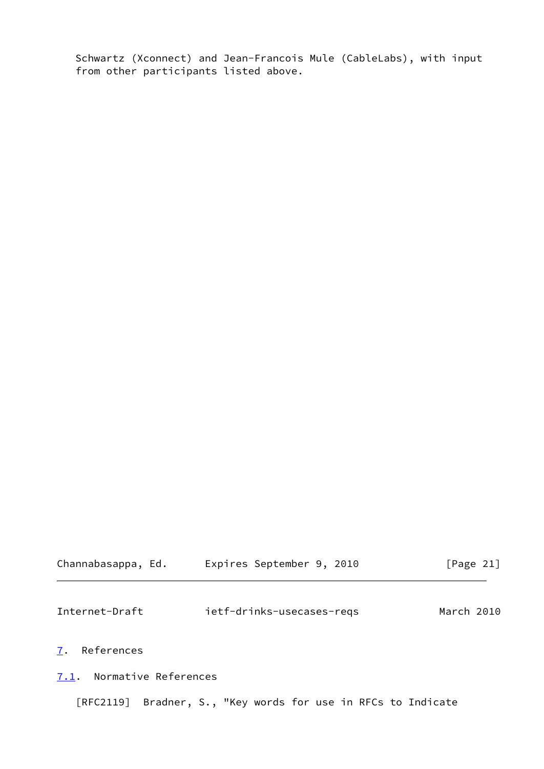Schwartz (Xconnect) and Jean-Francois Mule (CableLabs), with input from other participants listed above.

## 7. References

### 7.1. Normative References

[RFC2119] Bradner, S., "Key words for use in RFCs to Indicate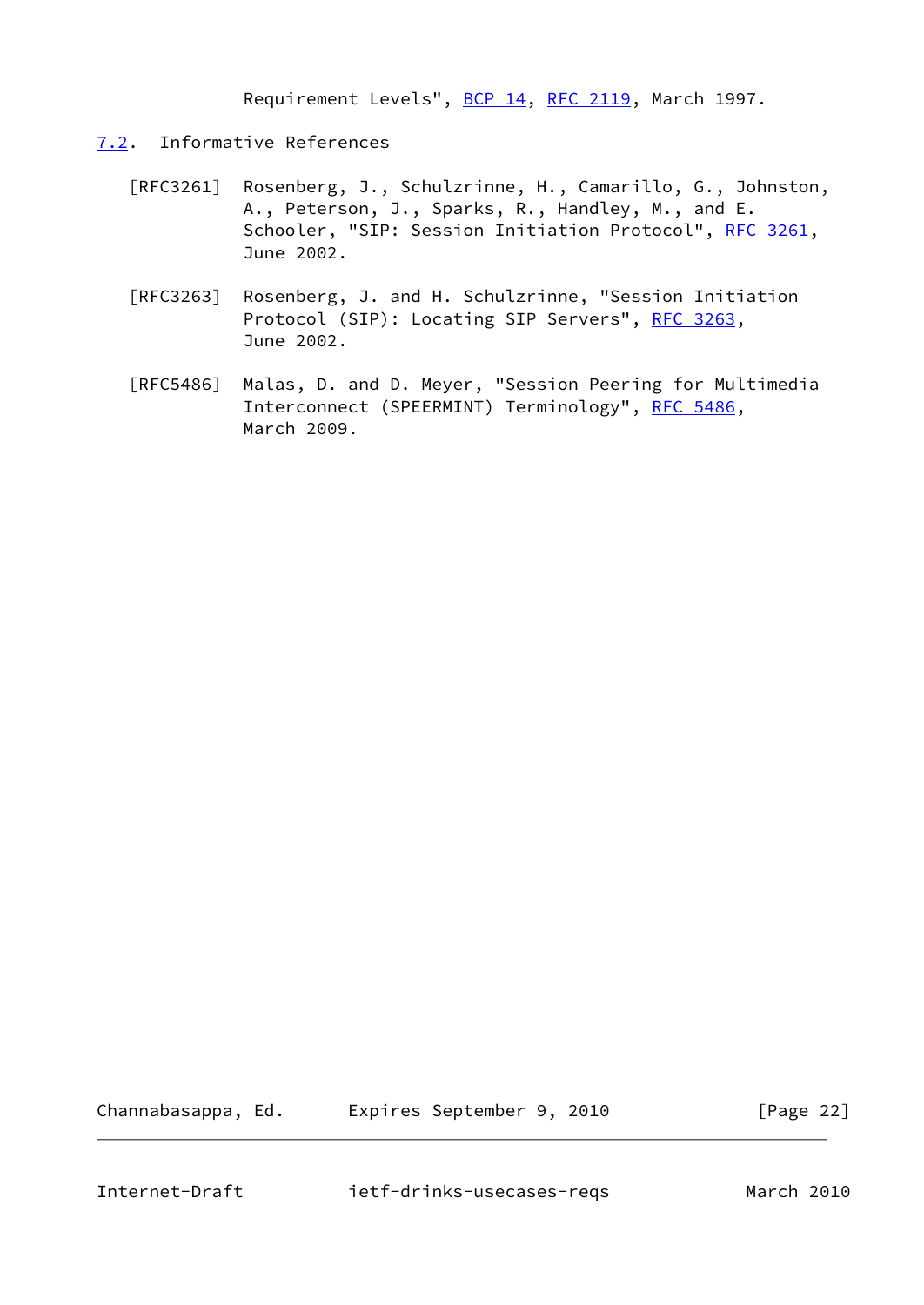Requirement Levels", BCP 14, RFC 2119, March 1997.

## 7.2. Informative References

[RFC3261] Rosenberg, J., Schulzrinne, H., Camarillo, G., Johnston, A., Peterson, J., Sparks, R., Handley, M., and E. Schooler, "SIP: Session Initiation Protocol", RFC 3261, June 2002.

[RFC3263] Rosenberg, J. and H. Schulzrinne, "Session Initiation Protocol (SIP): Locating SIP Servers", RFC 3263, June 2002.

[RFC5486] Malas, D. and D. Meyer, "Session Peering for Multimedia Interconnect (SPEERMINT) Terminology", RFC 5486, March 2009.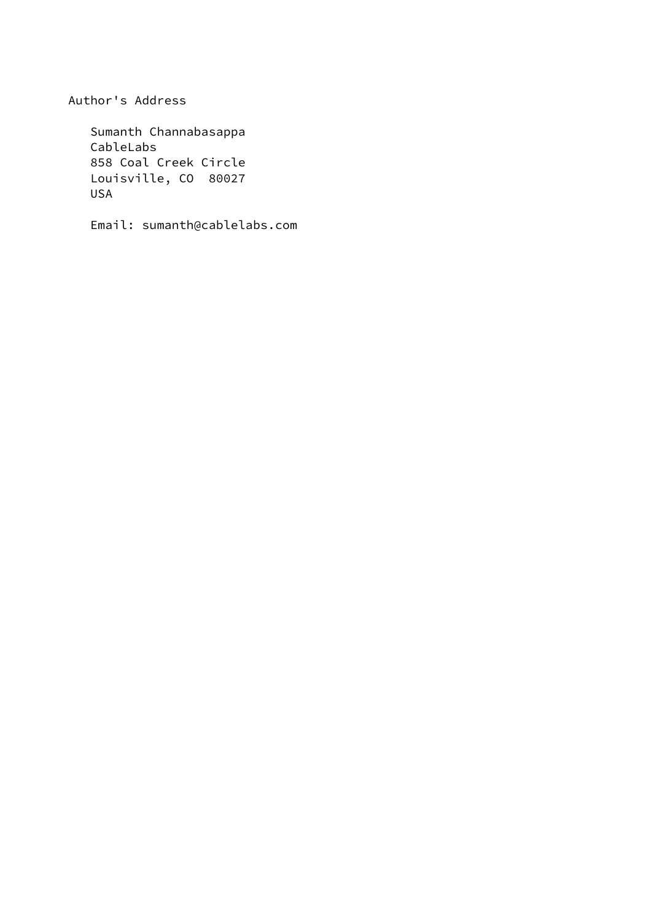## Author's Address

Sumanth Channabasappa
CableLabs
858 Coal Creek Circle
Louisville, CO  80027
USA

Email: sumanth@cablelabs.com